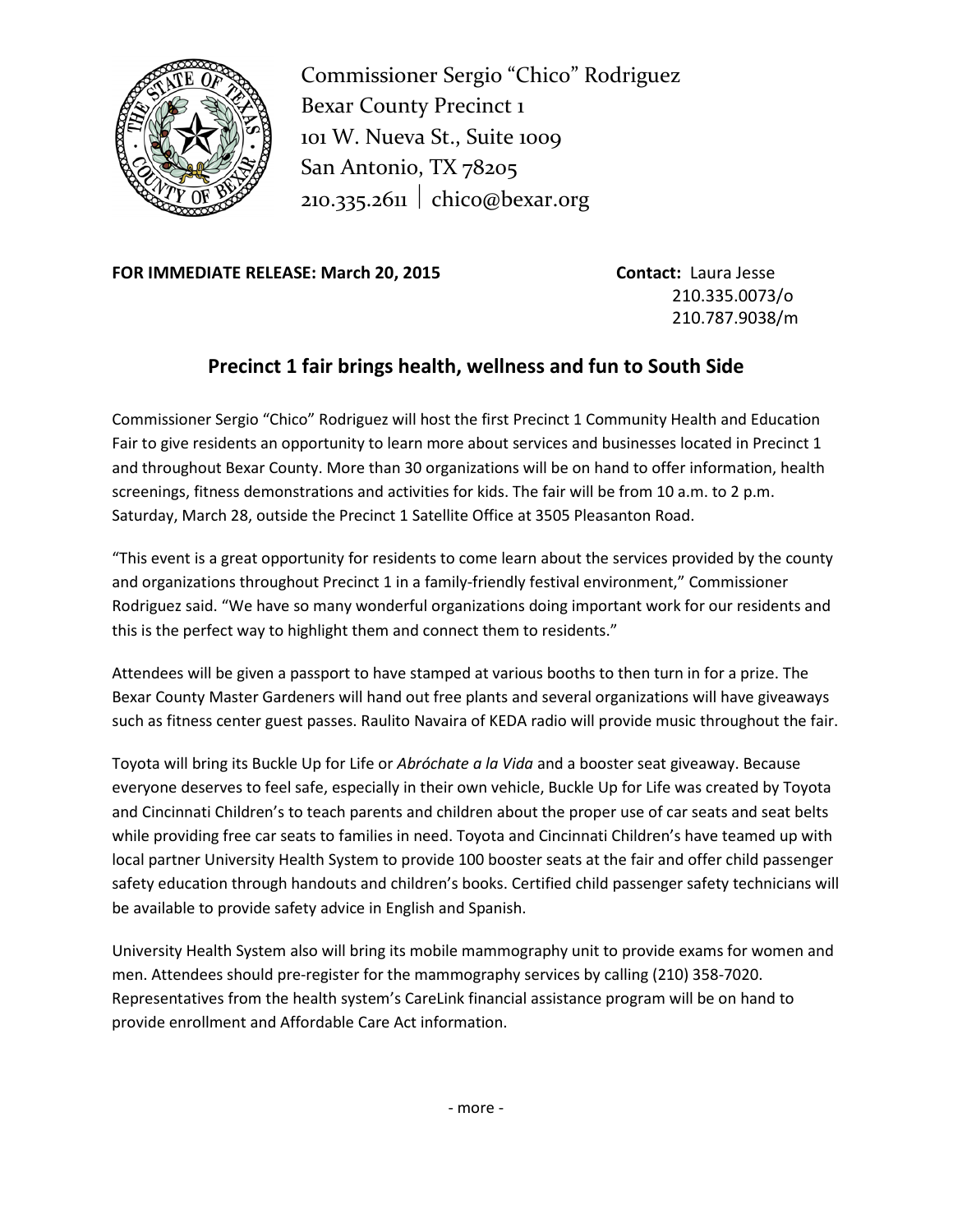Commissioner Sergio "Chico" Rodriguez
Bexar County Precinct 1
101 W. Nueva St., Suite 1009
San Antonio, TX 78205
210.335.2611 | chico@bexar.org

**FOR IMMEDIATE RELEASE: March 20, 2015**

**Contact:** Laura Jesse
210.335.0073/o
210.787.9038/m

## Precinct 1 fair brings health, wellness and fun to South Side

Commissioner Sergio "Chico" Rodriguez will host the first Precinct 1 Community Health and Education Fair to give residents an opportunity to learn more about services and businesses located in Precinct 1 and throughout Bexar County. More than 30 organizations will be on hand to offer information, health screenings, fitness demonstrations and activities for kids. The fair will be from 10 a.m. to 2 p.m. Saturday, March 28, outside the Precinct 1 Satellite Office at 3505 Pleasanton Road.

"This event is a great opportunity for residents to come learn about the services provided by the county and organizations throughout Precinct 1 in a family-friendly festival environment," Commissioner Rodriguez said. "We have so many wonderful organizations doing important work for our residents and this is the perfect way to highlight them and connect them to residents."

Attendees will be given a passport to have stamped at various booths to then turn in for a prize. The Bexar County Master Gardeners will hand out free plants and several organizations will have giveaways such as fitness center guest passes. Raulito Navaira of KEDA radio will provide music throughout the fair.

Toyota will bring its Buckle Up for Life or *Abróchate a la Vida* and a booster seat giveaway. Because everyone deserves to feel safe, especially in their own vehicle, Buckle Up for Life was created by Toyota and Cincinnati Children's to teach parents and children about the proper use of car seats and seat belts while providing free car seats to families in need. Toyota and Cincinnati Children's have teamed up with local partner University Health System to provide 100 booster seats at the fair and offer child passenger safety education through handouts and children's books. Certified child passenger safety technicians will be available to provide safety advice in English and Spanish.

University Health System also will bring its mobile mammography unit to provide exams for women and men. Attendees should pre-register for the mammography services by calling (210) 358-7020. Representatives from the health system's CareLink financial assistance program will be on hand to provide enrollment and Affordable Care Act information.

- more -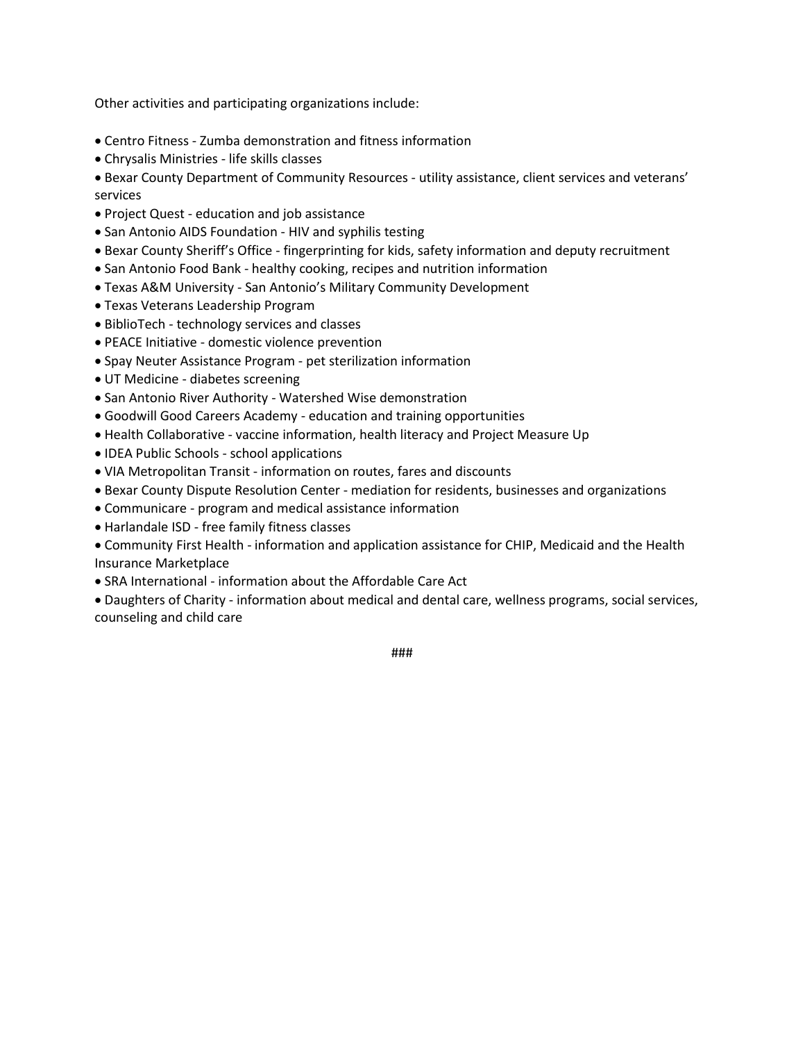Other activities and participating organizations include:

- Centro Fitness - Zumba demonstration and fitness information
- Chrysalis Ministries - life skills classes
- Bexar County Department of Community Resources - utility assistance, client services and veterans' services
- Project Quest - education and job assistance
- San Antonio AIDS Foundation - HIV and syphilis testing
- Bexar County Sheriff's Office - fingerprinting for kids, safety information and deputy recruitment
- San Antonio Food Bank - healthy cooking, recipes and nutrition information
- Texas A&M University - San Antonio's Military Community Development
- Texas Veterans Leadership Program
- BiblioTech - technology services and classes
- PEACE Initiative - domestic violence prevention
- Spay Neuter Assistance Program - pet sterilization information
- UT Medicine - diabetes screening
- San Antonio River Authority - Watershed Wise demonstration
- Goodwill Good Careers Academy - education and training opportunities
- Health Collaborative - vaccine information, health literacy and Project Measure Up
- IDEA Public Schools - school applications
- VIA Metropolitan Transit - information on routes, fares and discounts
- Bexar County Dispute Resolution Center - mediation for residents, businesses and organizations
- Communicare - program and medical assistance information
- Harlandale ISD - free family fitness classes
- Community First Health - information and application assistance for CHIP, Medicaid and the Health Insurance Marketplace
- SRA International - information about the Affordable Care Act
- Daughters of Charity - information about medical and dental care, wellness programs, social services, counseling and child care

###